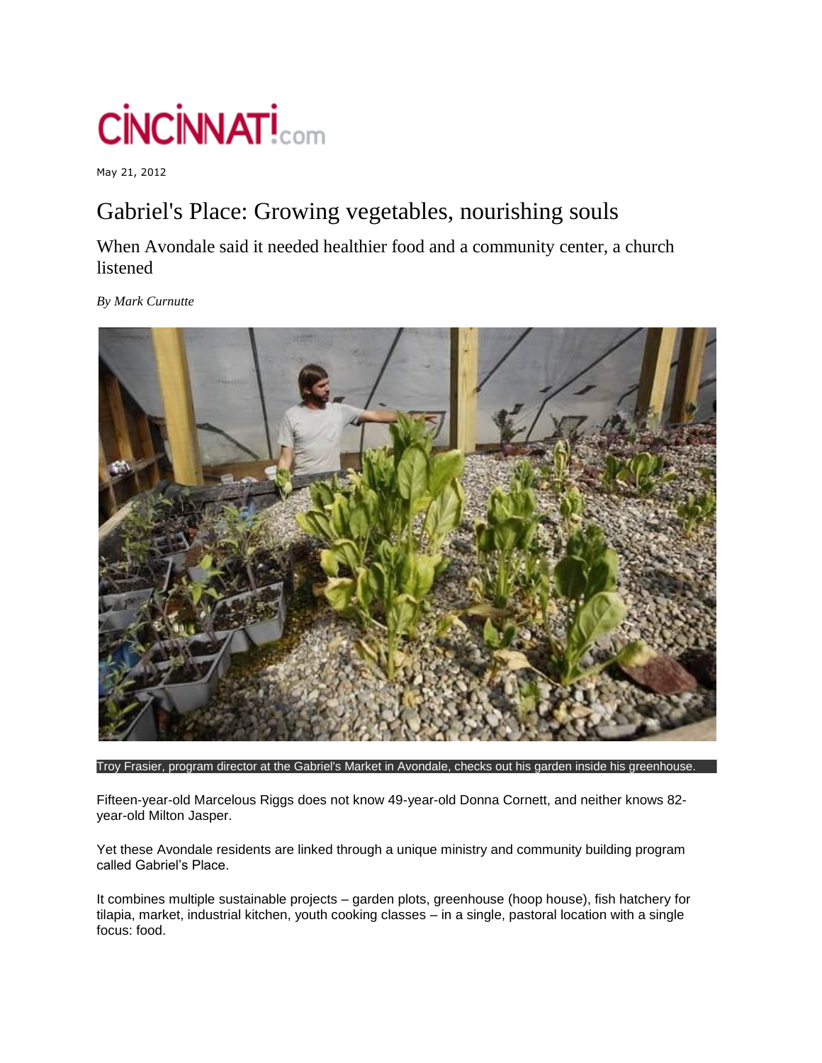May 21, 2012

# Gabriel's Place: Growing vegetables, nourishing souls

## When Avondale said it needed healthier food and a community center, a church listened

*By Mark Curnutte*

Troy Frasier, program director at the Gabriel's Market in Avondale, checks out his garden inside his greenhouse.

Fifteen-year-old Marcelous Riggs does not know 49-year-old Donna Cornett, and neither knows 82-year-old Milton Jasper.

Yet these Avondale residents are linked through a unique ministry and community building program called Gabriel's Place.

It combines multiple sustainable projects – garden plots, greenhouse (hoop house), fish hatchery for tilapia, market, industrial kitchen, youth cooking classes – in a single, pastoral location with a single focus: food.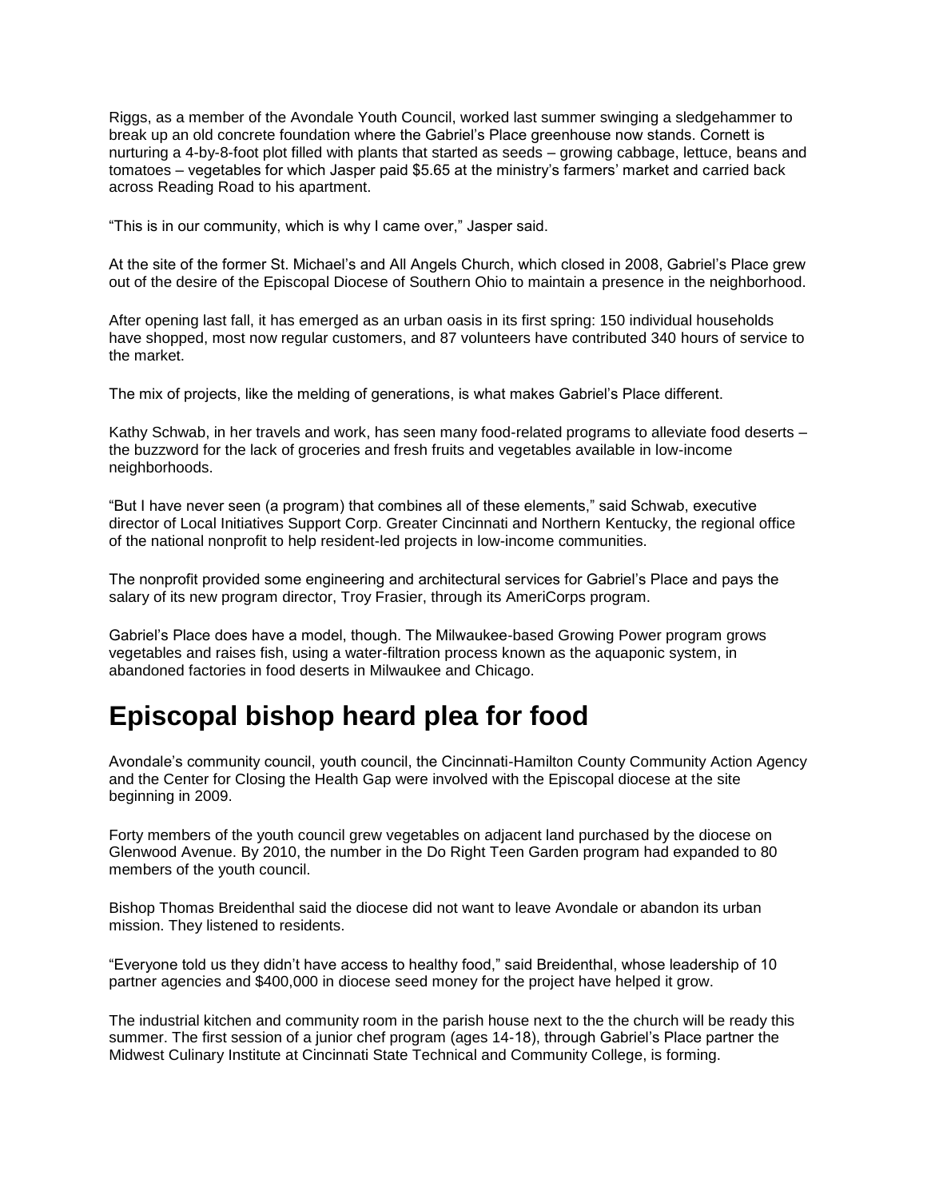Riggs, as a member of the Avondale Youth Council, worked last summer swinging a sledgehammer to break up an old concrete foundation where the Gabriel's Place greenhouse now stands. Cornett is nurturing a 4-by-8-foot plot filled with plants that started as seeds – growing cabbage, lettuce, beans and tomatoes – vegetables for which Jasper paid $5.65 at the ministry's farmers' market and carried back across Reading Road to his apartment.

"This is in our community, which is why I came over," Jasper said.

At the site of the former St. Michael's and All Angels Church, which closed in 2008, Gabriel's Place grew out of the desire of the Episcopal Diocese of Southern Ohio to maintain a presence in the neighborhood.

After opening last fall, it has emerged as an urban oasis in its first spring: 150 individual households have shopped, most now regular customers, and 87 volunteers have contributed 340 hours of service to the market.

The mix of projects, like the melding of generations, is what makes Gabriel's Place different.

Kathy Schwab, in her travels and work, has seen many food-related programs to alleviate food deserts – the buzzword for the lack of groceries and fresh fruits and vegetables available in low-income neighborhoods.

"But I have never seen (a program) that combines all of these elements," said Schwab, executive director of Local Initiatives Support Corp. Greater Cincinnati and Northern Kentucky, the regional office of the national nonprofit to help resident-led projects in low-income communities.

The nonprofit provided some engineering and architectural services for Gabriel's Place and pays the salary of its new program director, Troy Frasier, through its AmeriCorps program.

Gabriel's Place does have a model, though. The Milwaukee-based Growing Power program grows vegetables and raises fish, using a water-filtration process known as the aquaponic system, in abandoned factories in food deserts in Milwaukee and Chicago.

# Episcopal bishop heard plea for food

Avondale's community council, youth council, the Cincinnati-Hamilton County Community Action Agency and the Center for Closing the Health Gap were involved with the Episcopal diocese at the site beginning in 2009.

Forty members of the youth council grew vegetables on adjacent land purchased by the diocese on Glenwood Avenue. By 2010, the number in the Do Right Teen Garden program had expanded to 80 members of the youth council.

Bishop Thomas Breidenthal said the diocese did not want to leave Avondale or abandon its urban mission. They listened to residents.

"Everyone told us they didn't have access to healthy food," said Breidenthal, whose leadership of 10 partner agencies and $400,000 in diocese seed money for the project have helped it grow.

The industrial kitchen and community room in the parish house next to the the church will be ready this summer. The first session of a junior chef program (ages 14-18), through Gabriel's Place partner the Midwest Culinary Institute at Cincinnati State Technical and Community College, is forming.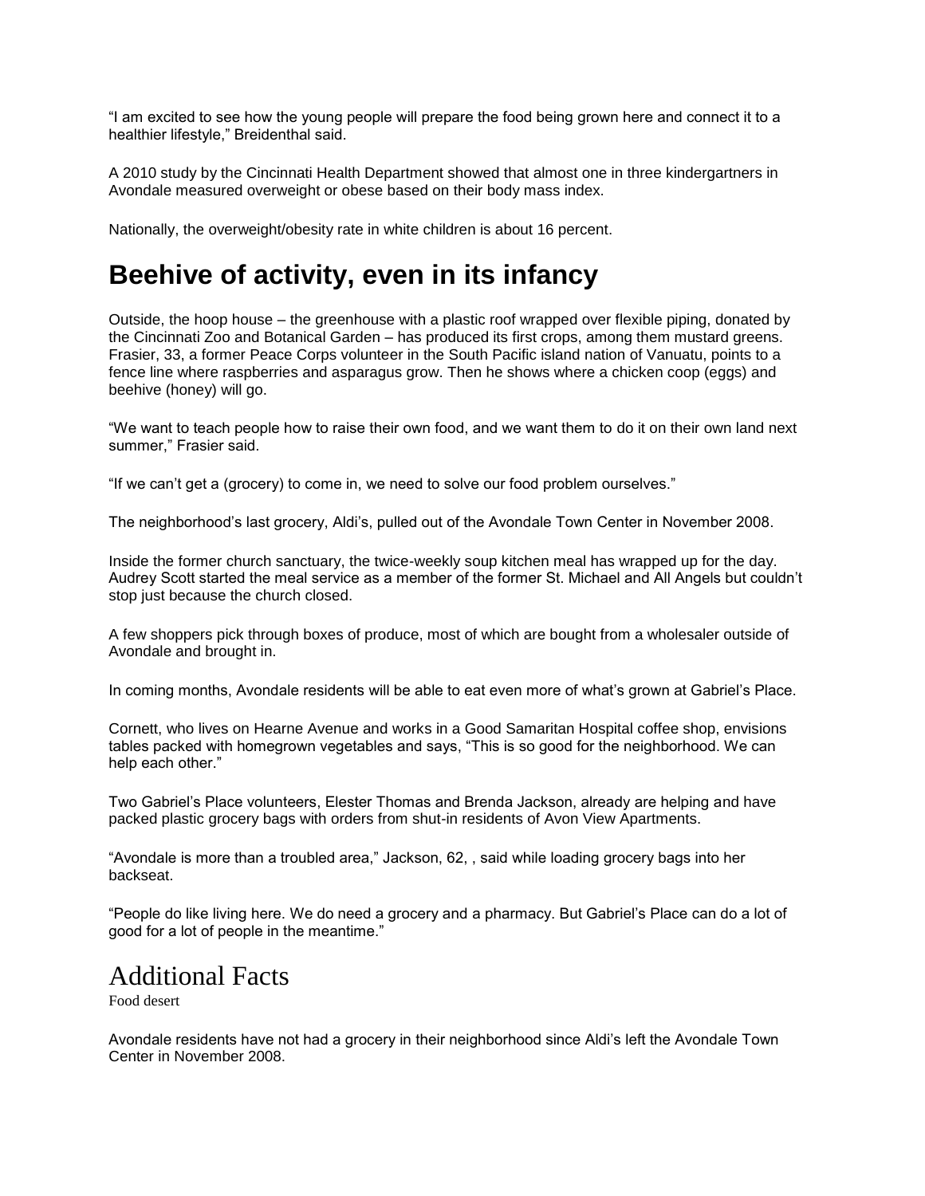"I am excited to see how the young people will prepare the food being grown here and connect it to a healthier lifestyle," Breidenthal said.

A 2010 study by the Cincinnati Health Department showed that almost one in three kindergartners in Avondale measured overweight or obese based on their body mass index.

Nationally, the overweight/obesity rate in white children is about 16 percent.

## Beehive of activity, even in its infancy

Outside, the hoop house – the greenhouse with a plastic roof wrapped over flexible piping, donated by the Cincinnati Zoo and Botanical Garden – has produced its first crops, among them mustard greens. Frasier, 33, a former Peace Corps volunteer in the South Pacific island nation of Vanuatu, points to a fence line where raspberries and asparagus grow. Then he shows where a chicken coop (eggs) and beehive (honey) will go.

"We want to teach people how to raise their own food, and we want them to do it on their own land next summer," Frasier said.

"If we can't get a (grocery) to come in, we need to solve our food problem ourselves."

The neighborhood's last grocery, Aldi's, pulled out of the Avondale Town Center in November 2008.

Inside the former church sanctuary, the twice-weekly soup kitchen meal has wrapped up for the day. Audrey Scott started the meal service as a member of the former St. Michael and All Angels but couldn't stop just because the church closed.

A few shoppers pick through boxes of produce, most of which are bought from a wholesaler outside of Avondale and brought in.

In coming months, Avondale residents will be able to eat even more of what's grown at Gabriel's Place.

Cornett, who lives on Hearne Avenue and works in a Good Samaritan Hospital coffee shop, envisions tables packed with homegrown vegetables and says, "This is so good for the neighborhood. We can help each other."

Two Gabriel's Place volunteers, Elester Thomas and Brenda Jackson, already are helping and have packed plastic grocery bags with orders from shut-in residents of Avon View Apartments.

"Avondale is more than a troubled area," Jackson, 62, , said while loading grocery bags into her backseat.

"People do like living here. We do need a grocery and a pharmacy. But Gabriel's Place can do a lot of good for a lot of people in the meantime."

## Additional Facts

Food desert

Avondale residents have not had a grocery in their neighborhood since Aldi's left the Avondale Town Center in November 2008.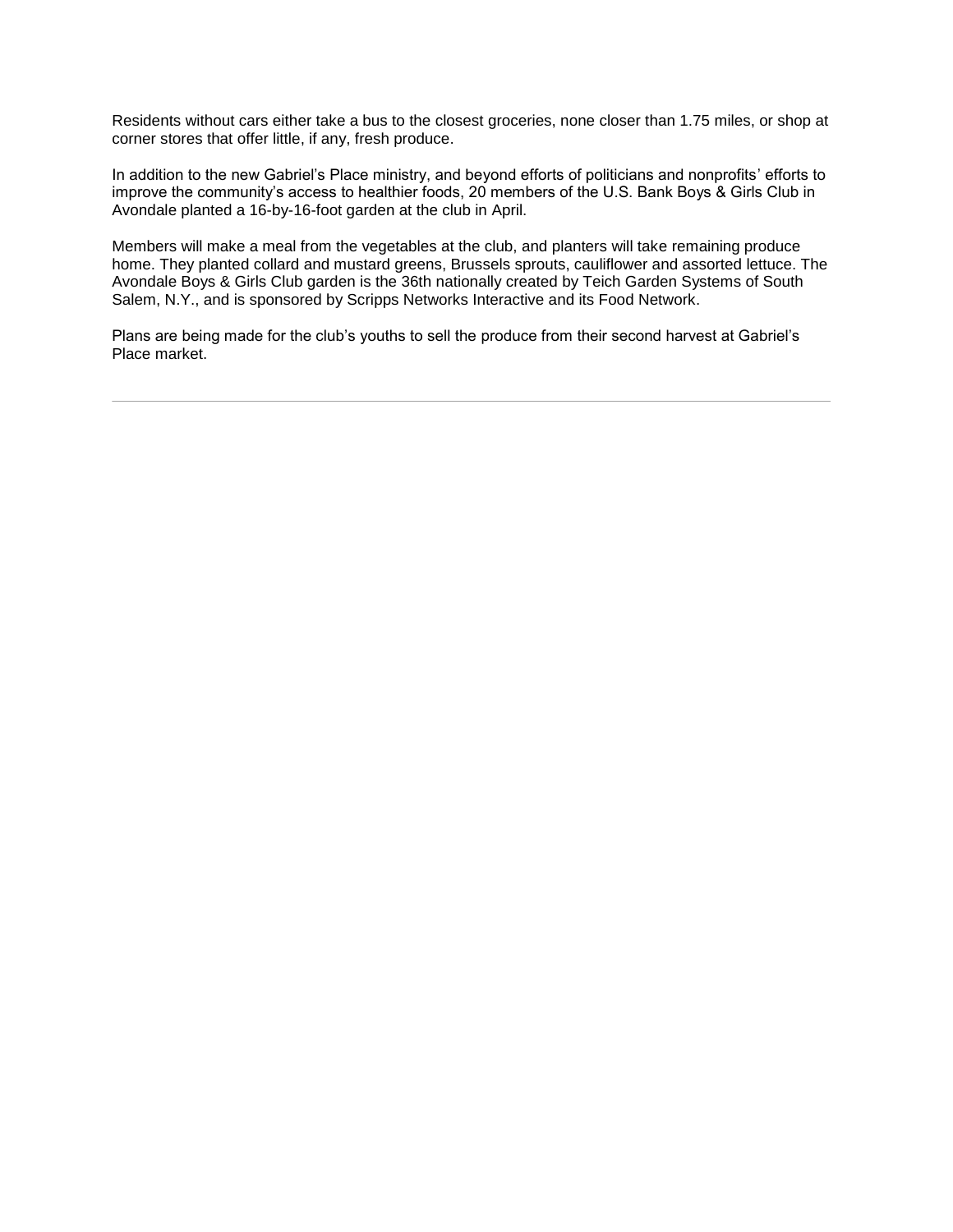Residents without cars either take a bus to the closest groceries, none closer than 1.75 miles, or shop at corner stores that offer little, if any, fresh produce.

In addition to the new Gabriel's Place ministry, and beyond efforts of politicians and nonprofits' efforts to improve the community's access to healthier foods, 20 members of the U.S. Bank Boys & Girls Club in Avondale planted a 16-by-16-foot garden at the club in April.

Members will make a meal from the vegetables at the club, and planters will take remaining produce home. They planted collard and mustard greens, Brussels sprouts, cauliflower and assorted lettuce. The Avondale Boys & Girls Club garden is the 36th nationally created by Teich Garden Systems of South Salem, N.Y., and is sponsored by Scripps Networks Interactive and its Food Network.

Plans are being made for the club's youths to sell the produce from their second harvest at Gabriel's Place market.

---